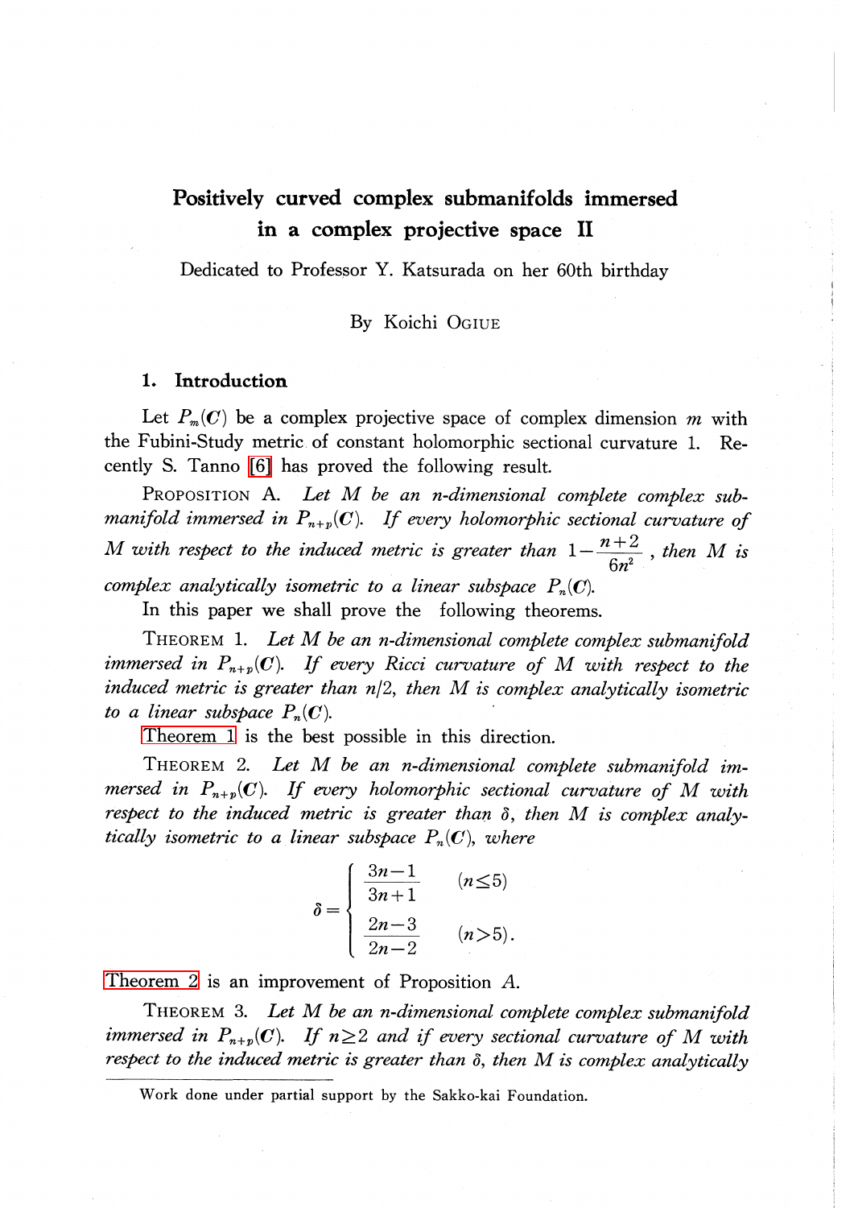# Positively curved complex submanifolds immersed in a complex projective space II

Dedicated to Professor Y. Katsurada on her 60th birthday

By Koichi OGIUE

## 1. Introduction

Let $P_m(\boldsymbol{C})$ be a complex projective space of complex dimension $m$ with the Fubini-Study metric of constant holomorphic sectional curvature 1. Recently S. Tanno [6] has proved the following result.

PROPOSITION A. *Let $M$ be an $n$-dimensional complete complex submanifold immersed in $P_{n+p}(\boldsymbol{C})$. If every holomorphic sectional curvature of $M$ with respect to the induced metric is greater than $1-\dfrac{n+2}{6n^2}$, then $M$ is complex analytically isometric to a linear subspace $P_n(\boldsymbol{C})$.*

In this paper we shall prove the following theorems.

THEOREM 1. *Let $M$ be an $n$-dimensional complete complex submanifold immersed in $P_{n+p}(\boldsymbol{C})$. If every Ricci curvature of $M$ with respect to the induced metric is greater than $n/2$, then $M$ is complex analytically isometric to a linear subspace $P_n(\boldsymbol{C})$.*

Theorem 1 is the best possible in this direction.

THEOREM 2. *Let $M$ be an $n$-dimensional complete submanifold immersed in $P_{n+p}(\boldsymbol{C})$. If every holomorphic sectional curvature of $M$ with respect to the induced metric is greater than $\delta$, then $M$ is complex analytically isometric to a linear subspace $P_n(\boldsymbol{C})$, where*

$$\delta=\begin{cases}\dfrac{3n-1}{3n+1} & (n\leq 5)\\[2ex] \dfrac{2n-3}{2n-2} & (n>5).\end{cases}$$

Theorem 2 is an improvement of Proposition $A$.

THEOREM 3. *Let $M$ be an $n$-dimensional complete complex submanifold immersed in $P_{n+p}(\boldsymbol{C})$. If $n\geq 2$ and if every sectional curvature of $M$ with respect to the induced metric is greater than $\delta$, then $M$ is complex analytically*

---

Work done under partial support by the Sakko-kai Foundation.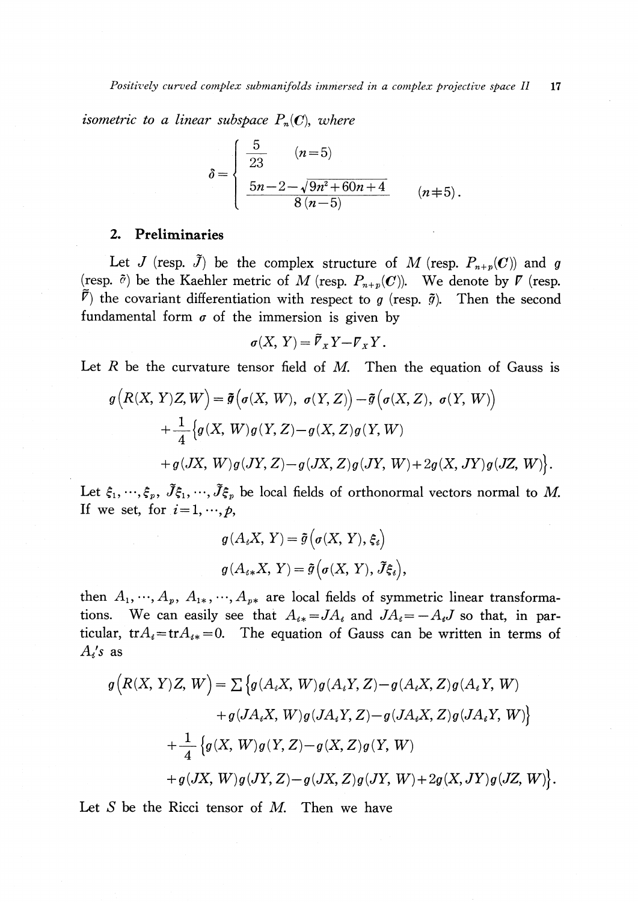*isometric to a linear subspace* $P_n(\boldsymbol{C})$, *where*

$$\delta = \begin{cases} \dfrac{5}{23} & (n=5) \\[2mm] \dfrac{5n-2-\sqrt{9n^2+60n+4}}{8(n-5)} & (n \neq 5). \end{cases}$$

## 2. Preliminaries

Let $J$ (resp. $\tilde{J}$) be the complex structure of $M$ (resp. $P_{n+p}(\boldsymbol{C})$) and $g$ (resp. $\tilde{g}$) be the Kaehler metric of $M$ (resp. $P_{n+p}(\boldsymbol{C})$). We denote by $\nabla$ (resp. $\tilde{\nabla}$) the covariant differentiation with respect to $g$ (resp. $\tilde{g}$). Then the second fundamental form $\sigma$ of the immersion is given by

$$\sigma(X, Y) = \tilde{\nabla}_X Y - \nabla_X Y.$$

Let $R$ be the curvature tensor field of $M$. Then the equation of Gauss is

$$\begin{aligned} g\big(R(X, Y)Z, W\big) &= \tilde{g}\big(\sigma(X, W), \sigma(Y, Z)\big) - \tilde{g}\big(\sigma(X, Z), \sigma(Y, W)\big) \\ &+ \frac{1}{4}\{g(X, W)g(Y, Z) - g(X, Z)g(Y, W) \\ &+ g(JX, W)g(JY, Z) - g(JX, Z)g(JY, W) + 2g(X, JY)g(JZ, W)\}. \end{aligned}$$

Let $\xi_1, \cdots, \xi_p$, $\tilde{J}\xi_1, \cdots, \tilde{J}\xi_p$ be local fields of orthonormal vectors normal to $M$. If we set, for $i=1, \cdots, p$,

$$g(A_i X, Y) = \tilde{g}\big(\sigma(X, Y), \xi_i\big)$$

$$g(A_{i*} X, Y) = \tilde{g}\big(\sigma(X, Y), \tilde{J}\xi_i\big),$$

then $A_1, \cdots, A_p$, $A_{1*}, \cdots, A_{p*}$ are local fields of symmetric linear transformations. We can easily see that $A_{i*} = JA_i$ and $JA_i = -A_i J$ so that, in particular, $\mathrm{tr} A_i = \mathrm{tr} A_{i*} = 0$. The equation of Gauss can be written in terms of $A_i$'s as

$$\begin{aligned} g\big(R(X, Y)Z, W\big) &= \sum \{g(A_i X, W)g(A_i Y, Z) - g(A_i X, Z)g(A_i Y, W) \\ &\quad + g(JA_i X, W)g(JA_i Y, Z) - g(JA_i X, Z)g(JA_i Y, W)\} \\ &+ \frac{1}{4}\{g(X, W)g(Y, Z) - g(X, Z)g(Y, W) \\ &+ g(JX, W)g(JY, Z) - g(JX, Z)g(JY, W) + 2g(X, JY)g(JZ, W)\}. \end{aligned}$$

Let $S$ be the Ricci tensor of $M$. Then we have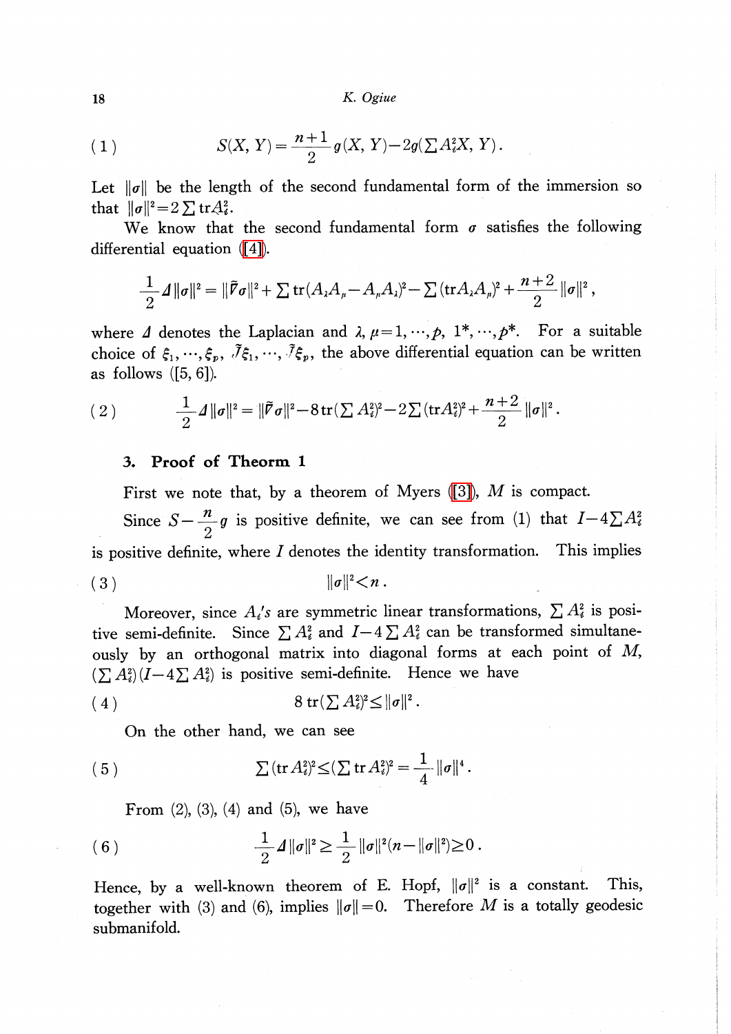$$(1) \qquad S(X, Y) = \frac{n+1}{2} g(X, Y) - 2g(\sum A_i^2 X, Y).$$

Let $\|\sigma\|$ be the length of the second fundamental form of the immersion so that $\|\sigma\|^2 = 2\sum \operatorname{tr} A_i^2$.

We know that the second fundamental form $\sigma$ satisfies the following differential equation ([4]).

$$\frac{1}{2}\Delta\|\sigma\|^2 = \|\tilde{\nabla}\sigma\|^2 + \sum \operatorname{tr}(A_\lambda A_\mu - A_\mu A_\lambda)^2 - \sum (\operatorname{tr} A_\lambda A_\mu)^2 + \frac{n+2}{2}\|\sigma\|^2,$$

where $\Delta$ denotes the Laplacian and $\lambda, \mu = 1, \cdots, p, 1^*, \cdots, p^*$. For a suitable choice of $\xi_1, \cdots, \xi_p, J\xi_1, \cdots, J\xi_p$, the above differential equation can be written as follows ([5, 6]).

$$(2) \qquad \frac{1}{2}\Delta\|\sigma\|^2 = \|\tilde{\nabla}\sigma\|^2 - 8\operatorname{tr}(\sum A_i^2)^2 - 2\sum(\operatorname{tr} A_i^2)^2 + \frac{n+2}{2}\|\sigma\|^2.$$

### 3. Proof of Theorm 1

First we note that, by a theorem of Myers ([3]), $M$ is compact.

Since $S - \frac{n}{2}g$ is positive definite, we can see from (1) that $I - 4\sum A_i^2$ is positive definite, where $I$ denotes the identity transformation. This implies

$$(3) \qquad \|\sigma\|^2 < n.$$

Moreover, since $A_i$'s are symmetric linear transformations, $\sum A_i^2$ is positive semi-definite. Since $\sum A_i^2$ and $I - 4\sum A_i^2$ can be transformed simultaneously by an orthogonal matrix into diagonal forms at each point of $M$, $(\sum A_i^2)(I - 4\sum A_i^2)$ is positive semi-definite. Hence we have

$$(4) \qquad 8\operatorname{tr}(\sum A_i^2)^2 \leq \|\sigma\|^2.$$

On the other hand, we can see

$$(5) \qquad \sum(\operatorname{tr} A_i^2)^2 \leq (\sum \operatorname{tr} A_i^2)^2 = \frac{1}{4}\|\sigma\|^4.$$

From (2), (3), (4) and (5), we have

$$(6) \qquad \frac{1}{2}\Delta\|\sigma\|^2 \geq \frac{1}{2}\|\sigma\|^2(n - \|\sigma\|^2) \geq 0.$$

Hence, by a well-known theorem of E. Hopf, $\|\sigma\|^2$ is a constant. This, together with (3) and (6), implies $\|\sigma\| = 0$. Therefore $M$ is a totally geodesic submanifold.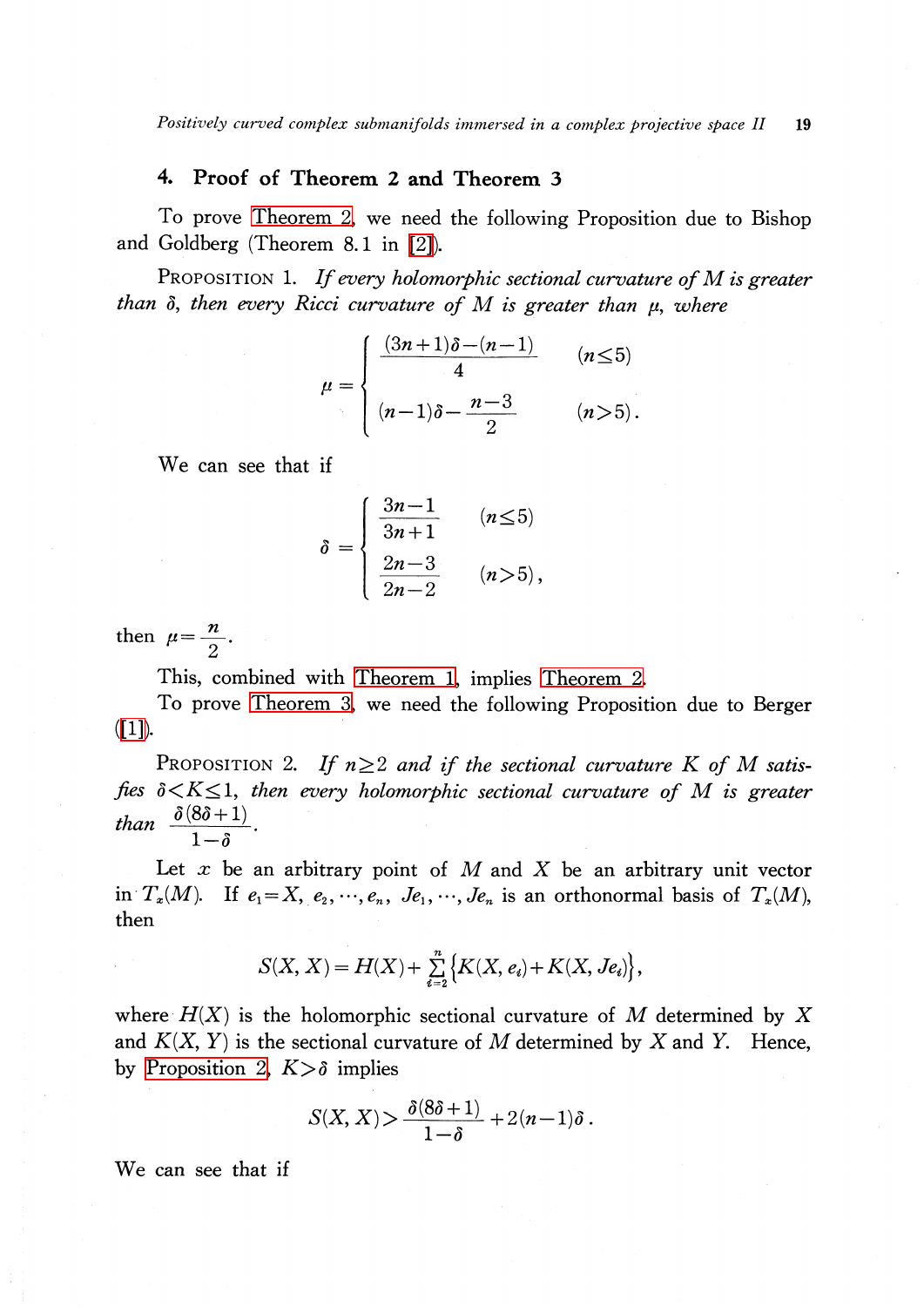## 4. Proof of Theorem 2 and Theorem 3

To prove Theorem 2, we need the following Proposition due to Bishop and Goldberg (Theorem 8.1 in [2]).

PROPOSITION 1. *If every holomorphic sectional curvature of $M$ is greater than $\delta$, then every Ricci curvature of $M$ is greater than $\mu$, where*

$$\mu=\begin{cases}\dfrac{(3n+1)\delta-(n-1)}{4} & (n\leq 5)\\[2mm] (n-1)\delta-\dfrac{n-3}{2} & (n>5).\end{cases}$$

We can see that if

$$\delta=\begin{cases}\dfrac{3n-1}{3n+1} & (n\leq 5)\\[2mm] \dfrac{2n-3}{2n-2} & (n>5),\end{cases}$$

then $\mu=\dfrac{n}{2}$.

This, combined with Theorem 1, implies Theorem 2.

To prove Theorem 3, we need the following Proposition due to Berger ([1]).

PROPOSITION 2. *If $n\geq 2$ and if the sectional curvature $K$ of $M$ satisfies $\delta<K\leq 1$, then every holomorphic sectional curvature of $M$ is greater than $\dfrac{\delta(8\delta+1)}{1-\delta}$.*

Let $x$ be an arbitrary point of $M$ and $X$ be an arbitrary unit vector in $T_x(M)$. If $e_1=X, e_2, \cdots, e_n, Je_1, \cdots, Je_n$ is an orthonormal basis of $T_x(M)$, then

$$S(X, X)=H(X)+\sum_{i=2}^{n}\{K(X, e_i)+K(X, Je_i)\},$$

where $H(X)$ is the holomorphic sectional curvature of $M$ determined by $X$ and $K(X, Y)$ is the sectional curvature of $M$ determined by $X$ and $Y$. Hence, by Proposition 2, $K>\delta$ implies

$$S(X, X)>\frac{\delta(8\delta+1)}{1-\delta}+2(n-1)\delta.$$

We can see that if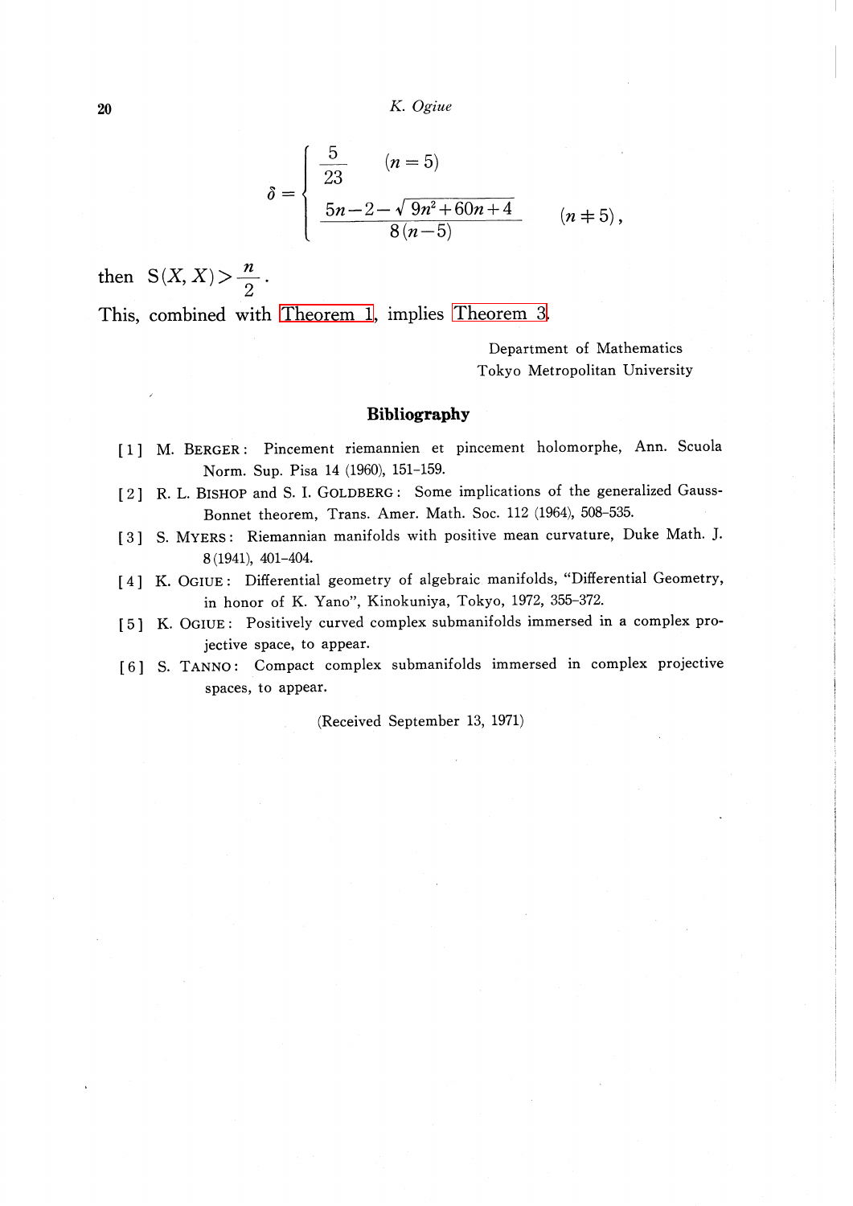$$\delta = \begin{cases} \dfrac{5}{23} & (n=5) \\ \dfrac{5n-2-\sqrt{9n^2+60n+4}}{8(n-5)} & (n \neq 5), \end{cases}$$

then $S(X, X) > \dfrac{n}{2}$.

This, combined with Theorem 1, implies Theorem 3.

Department of Mathematics
Tokyo Metropolitan University

## Bibliography

[1] M. BERGER: Pincement riemannien et pincement holomorphe, Ann. Scuola Norm. Sup. Pisa 14 (1960), 151–159.

[2] R. L. BISHOP and S. I. GOLDBERG: Some implications of the generalized Gauss-Bonnet theorem, Trans. Amer. Math. Soc. 112 (1964), 508–535.

[3] S. MYERS: Riemannian manifolds with positive mean curvature, Duke Math. J. 8 (1941), 401–404.

[4] K. OGIUE: Differential geometry of algebraic manifolds, "Differential Geometry, in honor of K. Yano", Kinokuniya, Tokyo, 1972, 355–372.

[5] K. OGIUE: Positively curved complex submanifolds immersed in a complex projective space, to appear.

[6] S. TANNO: Compact complex submanifolds immersed in complex projective spaces, to appear.

(Received September 13, 1971)